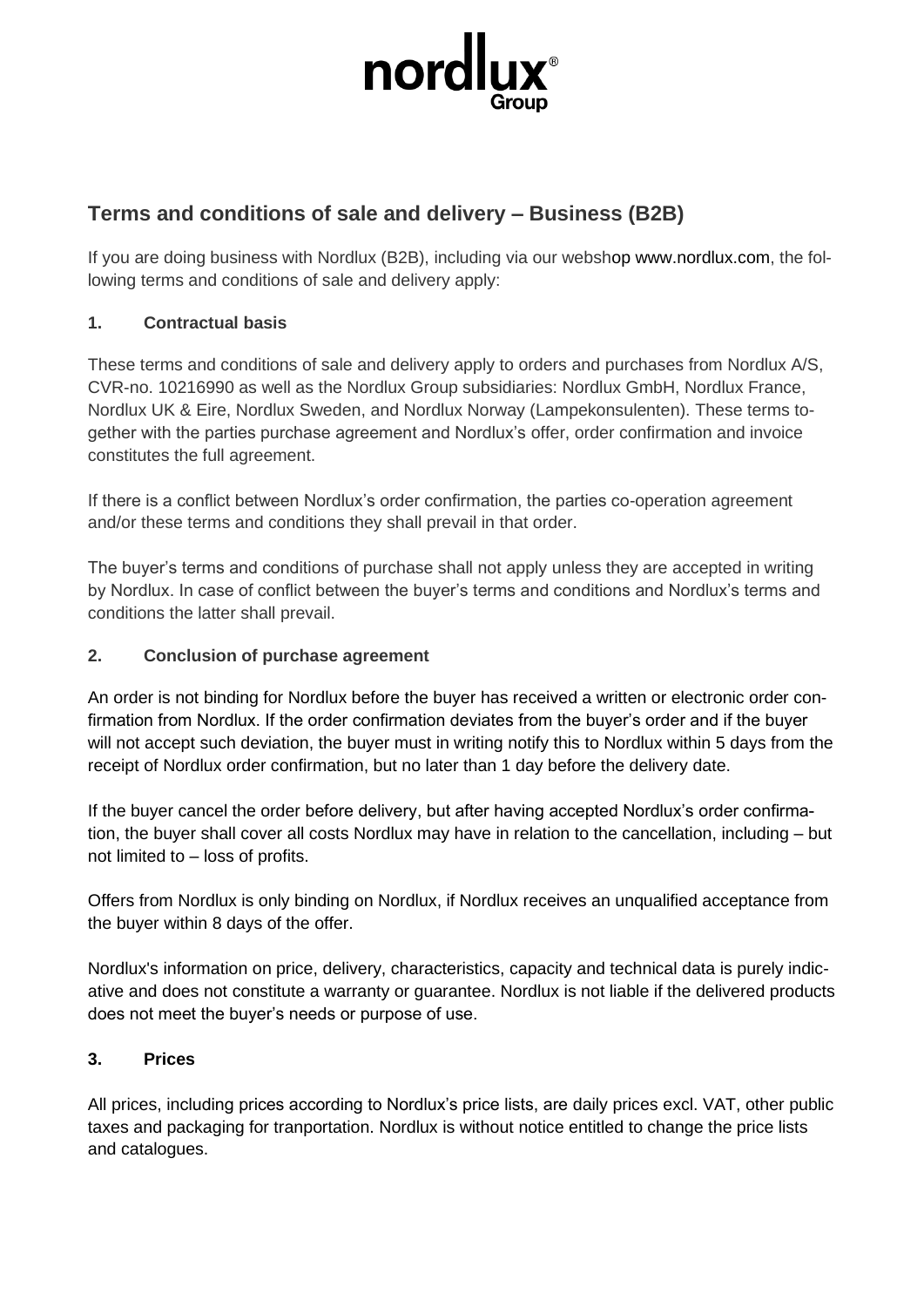# Terms and conditions of sale and delivery – Business (B2B)

If you are doing business with Nordlux (B2B), including via our webshop www.nordlux.com, the following terms and conditions of sale and delivery apply:

## 1. Contractual basis

These terms and conditions of sale and delivery apply to orders and purchases from Nordlux A/S, CVR-no. 10216990 as well as the Nordlux Group subsidiaries: Nordlux GmbH, Nordlux France, Nordlux UK & Eire, Nordlux Sweden, and Nordlux Norway (Lampekonsulenten). These terms together with the parties purchase agreement and Nordlux's offer, order confirmation and invoice constitutes the full agreement.

If there is a conflict between Nordlux's order confirmation, the parties co-operation agreement and/or these terms and conditions they shall prevail in that order.

The buyer's terms and conditions of purchase shall not apply unless they are accepted in writing by Nordlux. In case of conflict between the buyer's terms and conditions and Nordlux's terms and conditions the latter shall prevail.

## 2. Conclusion of purchase agreement

An order is not binding for Nordlux before the buyer has received a written or electronic order confirmation from Nordlux. If the order confirmation deviates from the buyer's order and if the buyer will not accept such deviation, the buyer must in writing notify this to Nordlux within 5 days from the receipt of Nordlux order confirmation, but no later than 1 day before the delivery date.

If the buyer cancel the order before delivery, but after having accepted Nordlux's order confirmation, the buyer shall cover all costs Nordlux may have in relation to the cancellation, including – but not limited to – loss of profits.

Offers from Nordlux is only binding on Nordlux, if Nordlux receives an unqualified acceptance from the buyer within 8 days of the offer.

Nordlux's information on price, delivery, characteristics, capacity and technical data is purely indicative and does not constitute a warranty or guarantee. Nordlux is not liable if the delivered products does not meet the buyer's needs or purpose of use.

## 3. Prices

All prices, including prices according to Nordlux's price lists, are daily prices excl. VAT, other public taxes and packaging for tranportation. Nordlux is without notice entitled to change the price lists and catalogues.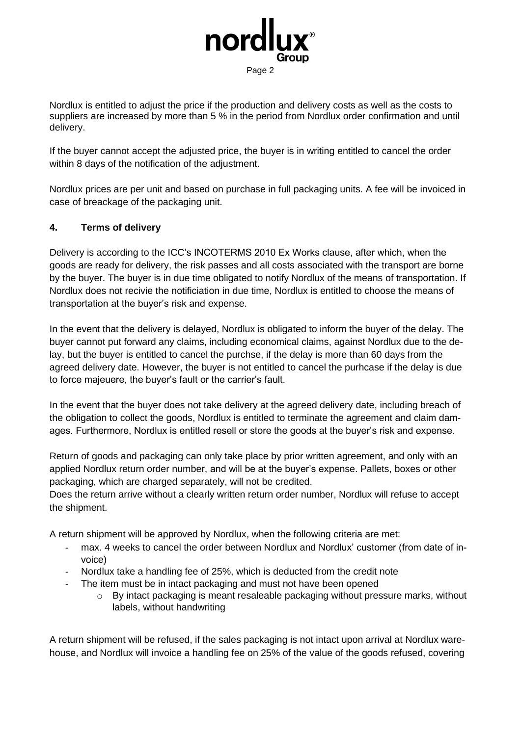Nordlux is entitled to adjust the price if the production and delivery costs as well as the costs to suppliers are increased by more than 5 % in the period from Nordlux order confirmation and until delivery.

If the buyer cannot accept the adjusted price, the buyer is in writing entitled to cancel the order within 8 days of the notification of the adjustment.

Nordlux prices are per unit and based on purchase in full packaging units. A fee will be invoiced in case of breackage of the packaging unit.

## 4. Terms of delivery

Delivery is according to the ICC's INCOTERMS 2010 Ex Works clause, after which, when the goods are ready for delivery, the risk passes and all costs associated with the transport are borne by the buyer. The buyer is in due time obligated to notify Nordlux of the means of transportation. If Nordlux does not recivie the notificiation in due time, Nordlux is entitled to choose the means of transportation at the buyer's risk and expense.

In the event that the delivery is delayed, Nordlux is obligated to inform the buyer of the delay. The buyer cannot put forward any claims, including economical claims, against Nordlux due to the delay, but the buyer is entitled to cancel the purchse, if the delay is more than 60 days from the agreed delivery date. However, the buyer is not entitled to cancel the purhcase if the delay is due to force majeuere, the buyer's fault or the carrier's fault.

In the event that the buyer does not take delivery at the agreed delivery date, including breach of the obligation to collect the goods, Nordlux is entitled to terminate the agreement and claim damages. Furthermore, Nordlux is entitled resell or store the goods at the buyer's risk and expense.

Return of goods and packaging can only take place by prior written agreement, and only with an applied Nordlux return order number, and will be at the buyer's expense. Pallets, boxes or other packaging, which are charged separately, will not be credited.
Does the return arrive without a clearly written return order number, Nordlux will refuse to accept the shipment.

A return shipment will be approved by Nordlux, when the following criteria are met:

- max. 4 weeks to cancel the order between Nordlux and Nordlux' customer (from date of invoice)
- Nordlux take a handling fee of 25%, which is deducted from the credit note
- The item must be in intact packaging and must not have been opened
    - By intact packaging is meant resaleable packaging without pressure marks, without labels, without handwriting

A return shipment will be refused, if the sales packaging is not intact upon arrival at Nordlux warehouse, and Nordlux will invoice a handling fee on 25% of the value of the goods refused, covering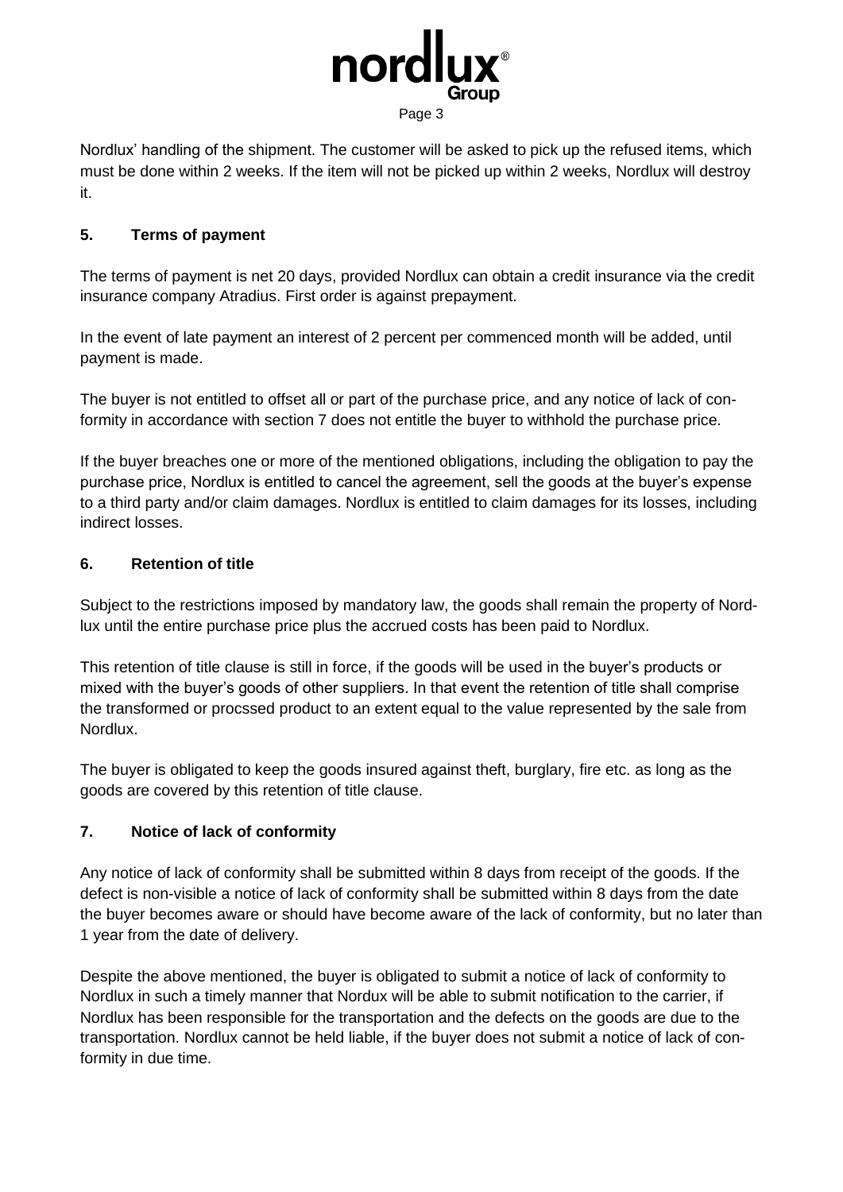Nordlux' handling of the shipment. The customer will be asked to pick up the refused items, which must be done within 2 weeks. If the item will not be picked up within 2 weeks, Nordlux will destroy it.

## 5. Terms of payment

The terms of payment is net 20 days, provided Nordlux can obtain a credit insurance via the credit insurance company Atradius. First order is against prepayment.

In the event of late payment an interest of 2 percent per commenced month will be added, until payment is made.

The buyer is not entitled to offset all or part of the purchase price, and any notice of lack of conformity in accordance with section 7 does not entitle the buyer to withhold the purchase price.

If the buyer breaches one or more of the mentioned obligations, including the obligation to pay the purchase price, Nordlux is entitled to cancel the agreement, sell the goods at the buyer's expense to a third party and/or claim damages. Nordlux is entitled to claim damages for its losses, including indirect losses.

## 6. Retention of title

Subject to the restrictions imposed by mandatory law, the goods shall remain the property of Nordlux until the entire purchase price plus the accrued costs has been paid to Nordlux.

This retention of title clause is still in force, if the goods will be used in the buyer's products or mixed with the buyer's goods of other suppliers. In that event the retention of title shall comprise the transformed or procssed product to an extent equal to the value represented by the sale from Nordlux.

The buyer is obligated to keep the goods insured against theft, burglary, fire etc. as long as the goods are covered by this retention of title clause.

## 7. Notice of lack of conformity

Any notice of lack of conformity shall be submitted within 8 days from receipt of the goods. If the defect is non-visible a notice of lack of conformity shall be submitted within 8 days from the date the buyer becomes aware or should have become aware of the lack of conformity, but no later than 1 year from the date of delivery.

Despite the above mentioned, the buyer is obligated to submit a notice of lack of conformity to Nordlux in such a timely manner that Nordux will be able to submit notification to the carrier, if Nordlux has been responsible for the transportation and the defects on the goods are due to the transportation. Nordlux cannot be held liable, if the buyer does not submit a notice of lack of conformity in due time.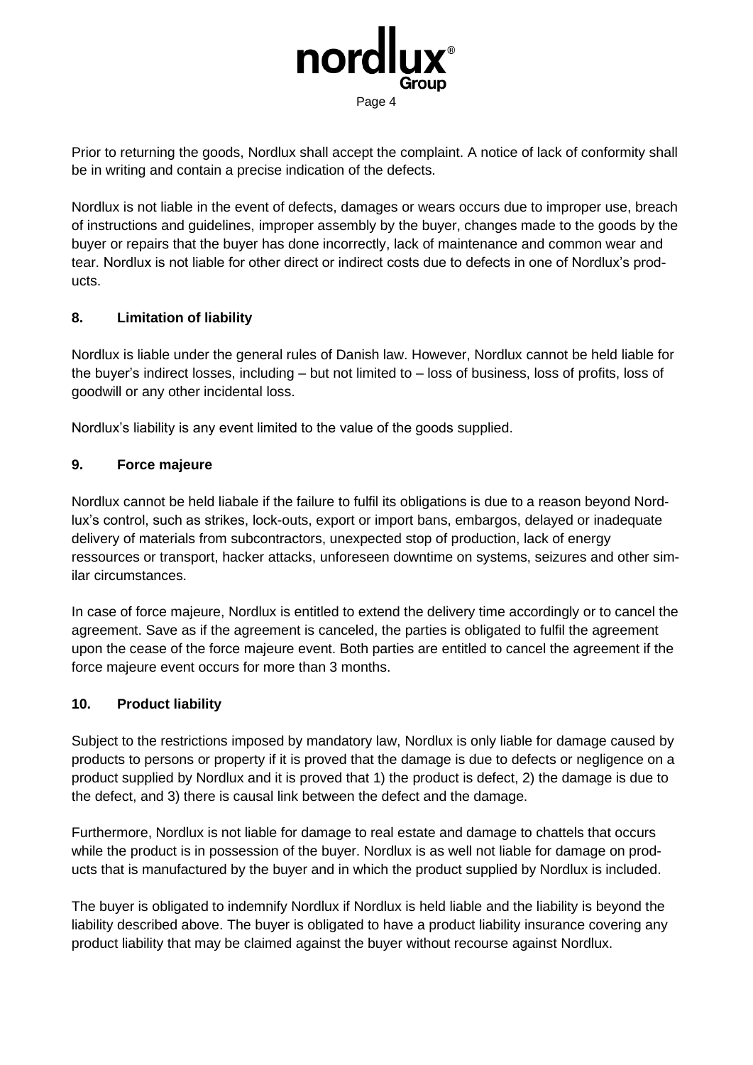Prior to returning the goods, Nordlux shall accept the complaint. A notice of lack of conformity shall be in writing and contain a precise indication of the defects.

Nordlux is not liable in the event of defects, damages or wears occurs due to improper use, breach of instructions and guidelines, improper assembly by the buyer, changes made to the goods by the buyer or repairs that the buyer has done incorrectly, lack of maintenance and common wear and tear. Nordlux is not liable for other direct or indirect costs due to defects in one of Nordlux's products.

## 8. Limitation of liability

Nordlux is liable under the general rules of Danish law. However, Nordlux cannot be held liable for the buyer's indirect losses, including – but not limited to – loss of business, loss of profits, loss of goodwill or any other incidental loss.

Nordlux's liability is any event limited to the value of the goods supplied.

## 9. Force majeure

Nordlux cannot be held liabale if the failure to fulfil its obligations is due to a reason beyond Nordlux's control, such as strikes, lock-outs, export or import bans, embargos, delayed or inadequate delivery of materials from subcontractors, unexpected stop of production, lack of energy ressources or transport, hacker attacks, unforeseen downtime on systems, seizures and other similar circumstances.

In case of force majeure, Nordlux is entitled to extend the delivery time accordingly or to cancel the agreement. Save as if the agreement is canceled, the parties is obligated to fulfil the agreement upon the cease of the force majeure event. Both parties are entitled to cancel the agreement if the force majeure event occurs for more than 3 months.

## 10. Product liability

Subject to the restrictions imposed by mandatory law, Nordlux is only liable for damage caused by products to persons or property if it is proved that the damage is due to defects or negligence on a product supplied by Nordlux and it is proved that 1) the product is defect, 2) the damage is due to the defect, and 3) there is causal link between the defect and the damage.

Furthermore, Nordlux is not liable for damage to real estate and damage to chattels that occurs while the product is in possession of the buyer. Nordlux is as well not liable for damage on products that is manufactured by the buyer and in which the product supplied by Nordlux is included.

The buyer is obligated to indemnify Nordlux if Nordlux is held liable and the liability is beyond the liability described above. The buyer is obligated to have a product liability insurance covering any product liability that may be claimed against the buyer without recourse against Nordlux.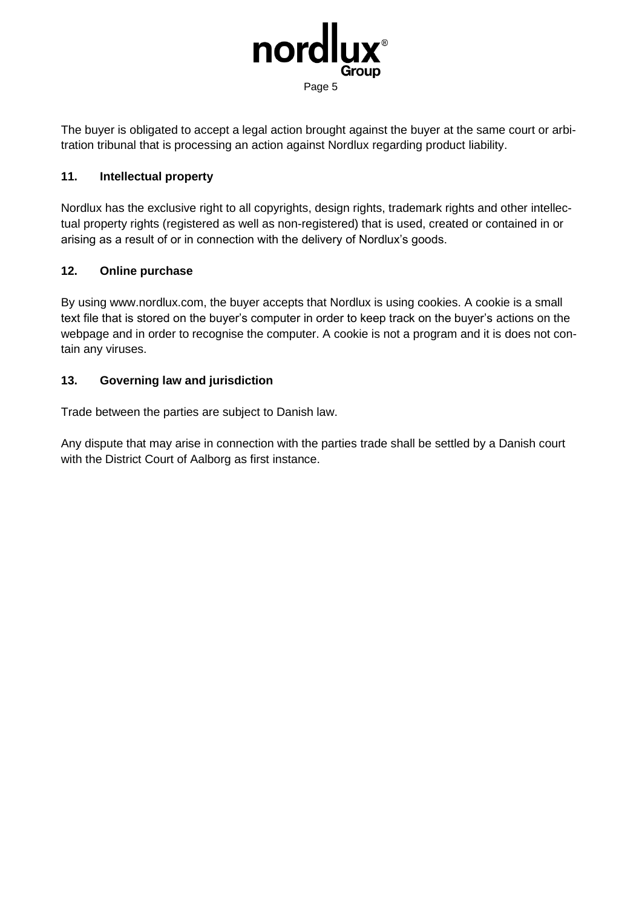The buyer is obligated to accept a legal action brought against the buyer at the same court or arbitration tribunal that is processing an action against Nordlux regarding product liability.

## 11. Intellectual property

Nordlux has the exclusive right to all copyrights, design rights, trademark rights and other intellectual property rights (registered as well as non-registered) that is used, created or contained in or arising as a result of or in connection with the delivery of Nordlux's goods.

## 12. Online purchase

By using www.nordlux.com, the buyer accepts that Nordlux is using cookies. A cookie is a small text file that is stored on the buyer's computer in order to keep track on the buyer's actions on the webpage and in order to recognise the computer. A cookie is not a program and it is does not contain any viruses.

## 13. Governing law and jurisdiction

Trade between the parties are subject to Danish law.

Any dispute that may arise in connection with the parties trade shall be settled by a Danish court with the District Court of Aalborg as first instance.